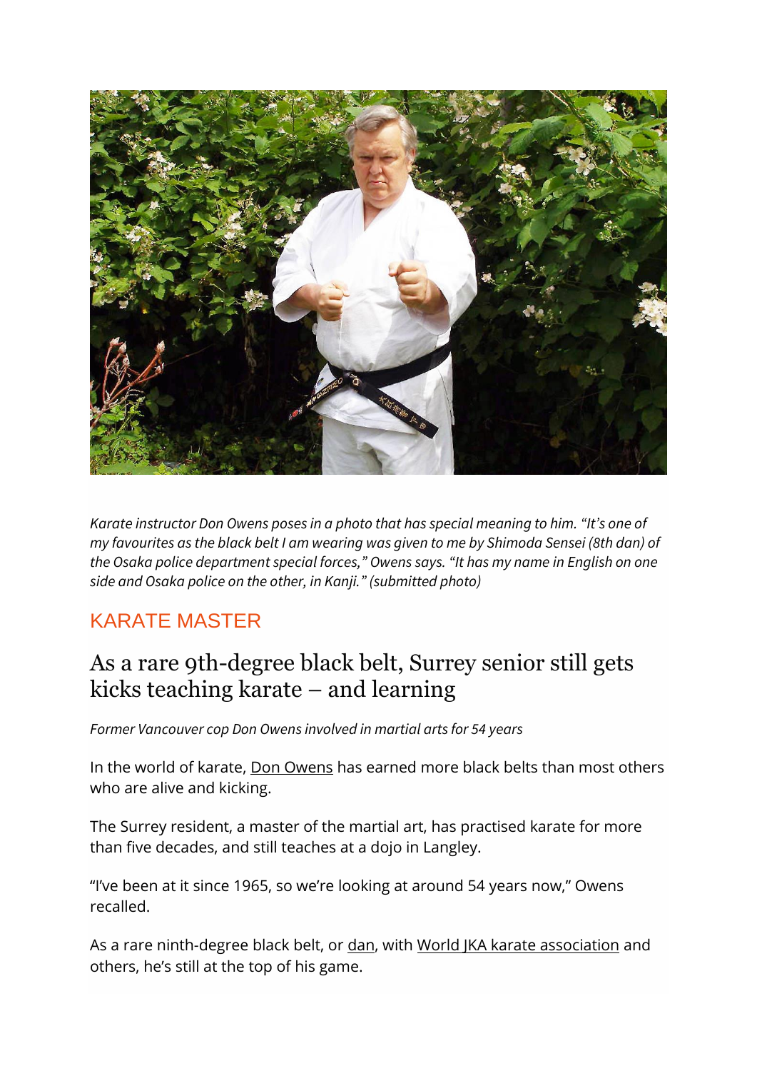*Karate instructor Don Owens poses in a photo that has special meaning to him. "It's one of my favourites as the black belt I am wearing was given to me by Shimoda Sensei (8th dan) of the Osaka police department special forces," Owens says. "It has my name in English on one side and Osaka police on the other, in Kanji." (submitted photo)*

## KARATE MASTER

# As a rare 9th-degree black belt, Surrey senior still gets kicks teaching karate – and learning

*Former Vancouver cop Don Owens involved in martial arts for 54 years*

In the world of karate, Don Owens has earned more black belts than most others who are alive and kicking.

The Surrey resident, a master of the martial art, has practised karate for more than five decades, and still teaches at a dojo in Langley.

"I've been at it since 1965, so we're looking at around 54 years now," Owens recalled.

As a rare ninth-degree black belt, or dan, with World JKA karate association and others, he's still at the top of his game.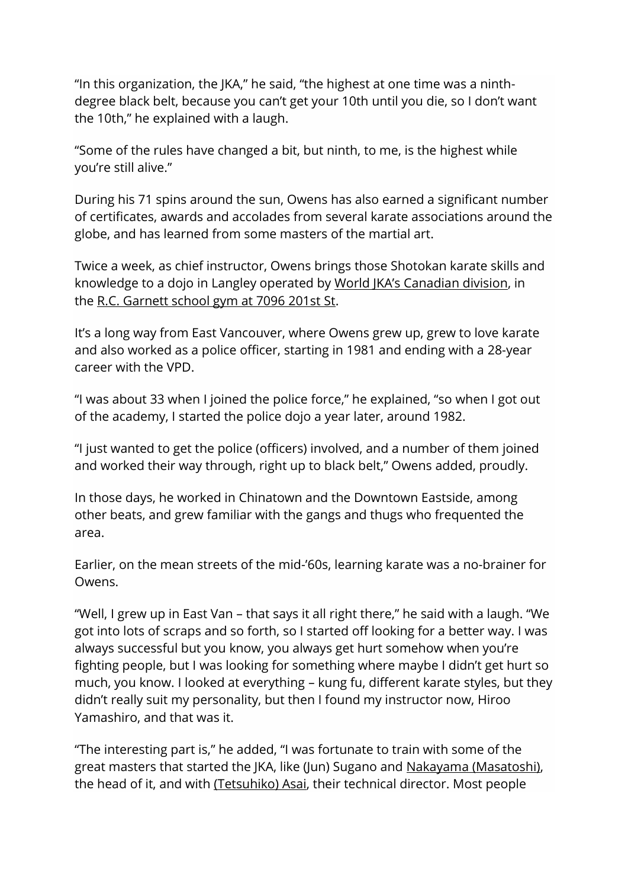"In this organization, the JKA," he said, "the highest at one time was a ninth-degree black belt, because you can't get your 10th until you die, so I don't want the 10th," he explained with a laugh.

"Some of the rules have changed a bit, but ninth, to me, is the highest while you're still alive."

During his 71 spins around the sun, Owens has also earned a significant number of certificates, awards and accolades from several karate associations around the globe, and has learned from some masters of the martial art.

Twice a week, as chief instructor, Owens brings those Shotokan karate skills and knowledge to a dojo in Langley operated by World JKA's Canadian division, in the R.C. Garnett school gym at 7096 201st St.

It's a long way from East Vancouver, where Owens grew up, grew to love karate and also worked as a police officer, starting in 1981 and ending with a 28-year career with the VPD.

"I was about 33 when I joined the police force," he explained, "so when I got out of the academy, I started the police dojo a year later, around 1982.

"I just wanted to get the police (officers) involved, and a number of them joined and worked their way through, right up to black belt," Owens added, proudly.

In those days, he worked in Chinatown and the Downtown Eastside, among other beats, and grew familiar with the gangs and thugs who frequented the area.

Earlier, on the mean streets of the mid-'60s, learning karate was a no-brainer for Owens.

"Well, I grew up in East Van – that says it all right there," he said with a laugh. "We got into lots of scraps and so forth, so I started off looking for a better way. I was always successful but you know, you always get hurt somehow when you're fighting people, but I was looking for something where maybe I didn't get hurt so much, you know. I looked at everything – kung fu, different karate styles, but they didn't really suit my personality, but then I found my instructor now, Hiroo Yamashiro, and that was it.

"The interesting part is," he added, "I was fortunate to train with some of the great masters that started the JKA, like (Jun) Sugano and Nakayama (Masatoshi), the head of it, and with (Tetsuhiko) Asai, their technical director. Most people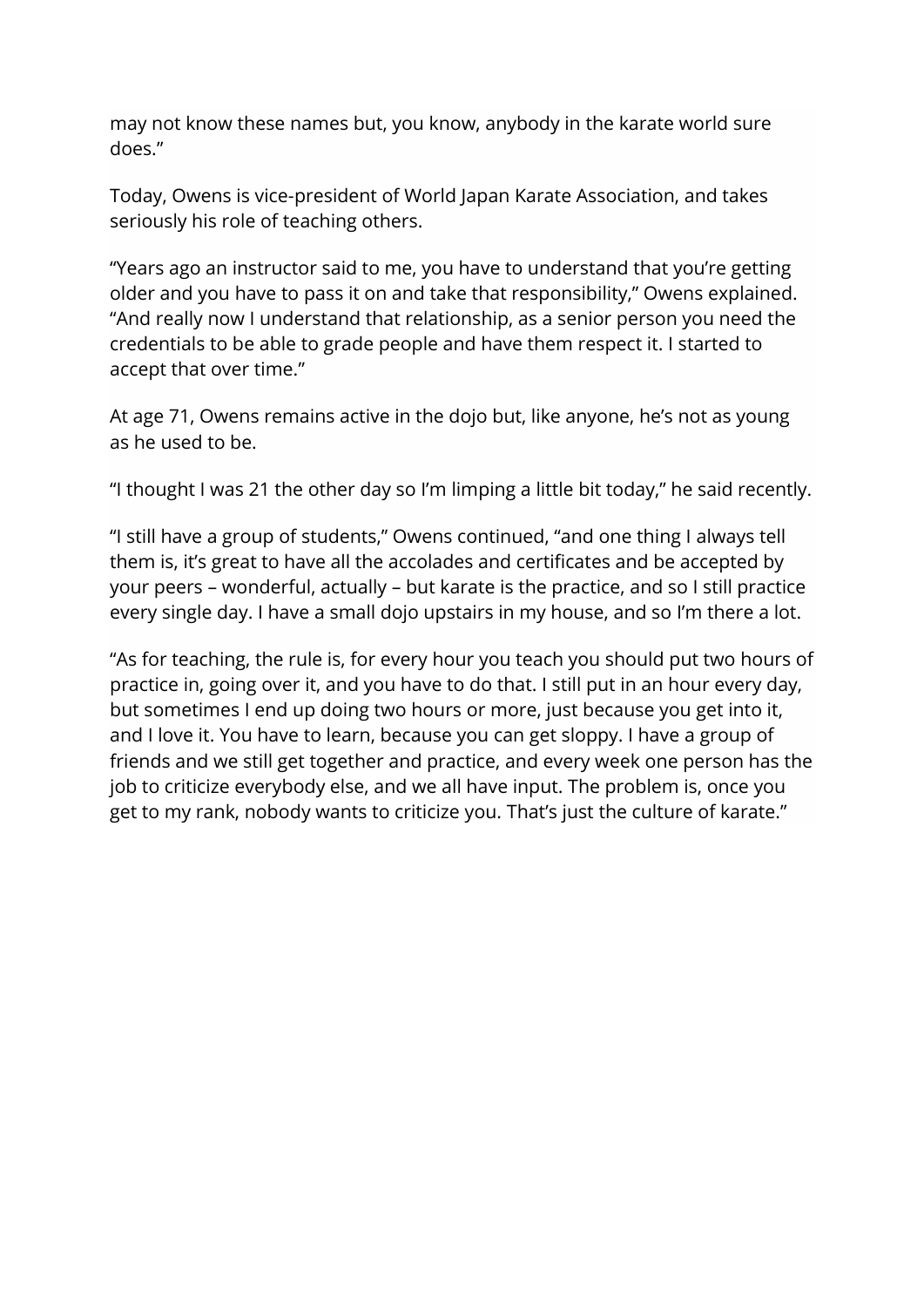may not know these names but, you know, anybody in the karate world sure does."

Today, Owens is vice-president of World Japan Karate Association, and takes seriously his role of teaching others.

"Years ago an instructor said to me, you have to understand that you're getting older and you have to pass it on and take that responsibility," Owens explained. "And really now I understand that relationship, as a senior person you need the credentials to be able to grade people and have them respect it. I started to accept that over time."

At age 71, Owens remains active in the dojo but, like anyone, he's not as young as he used to be.

"I thought I was 21 the other day so I'm limping a little bit today," he said recently.

"I still have a group of students," Owens continued, "and one thing I always tell them is, it's great to have all the accolades and certificates and be accepted by your peers – wonderful, actually – but karate is the practice, and so I still practice every single day. I have a small dojo upstairs in my house, and so I'm there a lot.

"As for teaching, the rule is, for every hour you teach you should put two hours of practice in, going over it, and you have to do that. I still put in an hour every day, but sometimes I end up doing two hours or more, just because you get into it, and I love it. You have to learn, because you can get sloppy. I have a group of friends and we still get together and practice, and every week one person has the job to criticize everybody else, and we all have input. The problem is, once you get to my rank, nobody wants to criticize you. That's just the culture of karate."